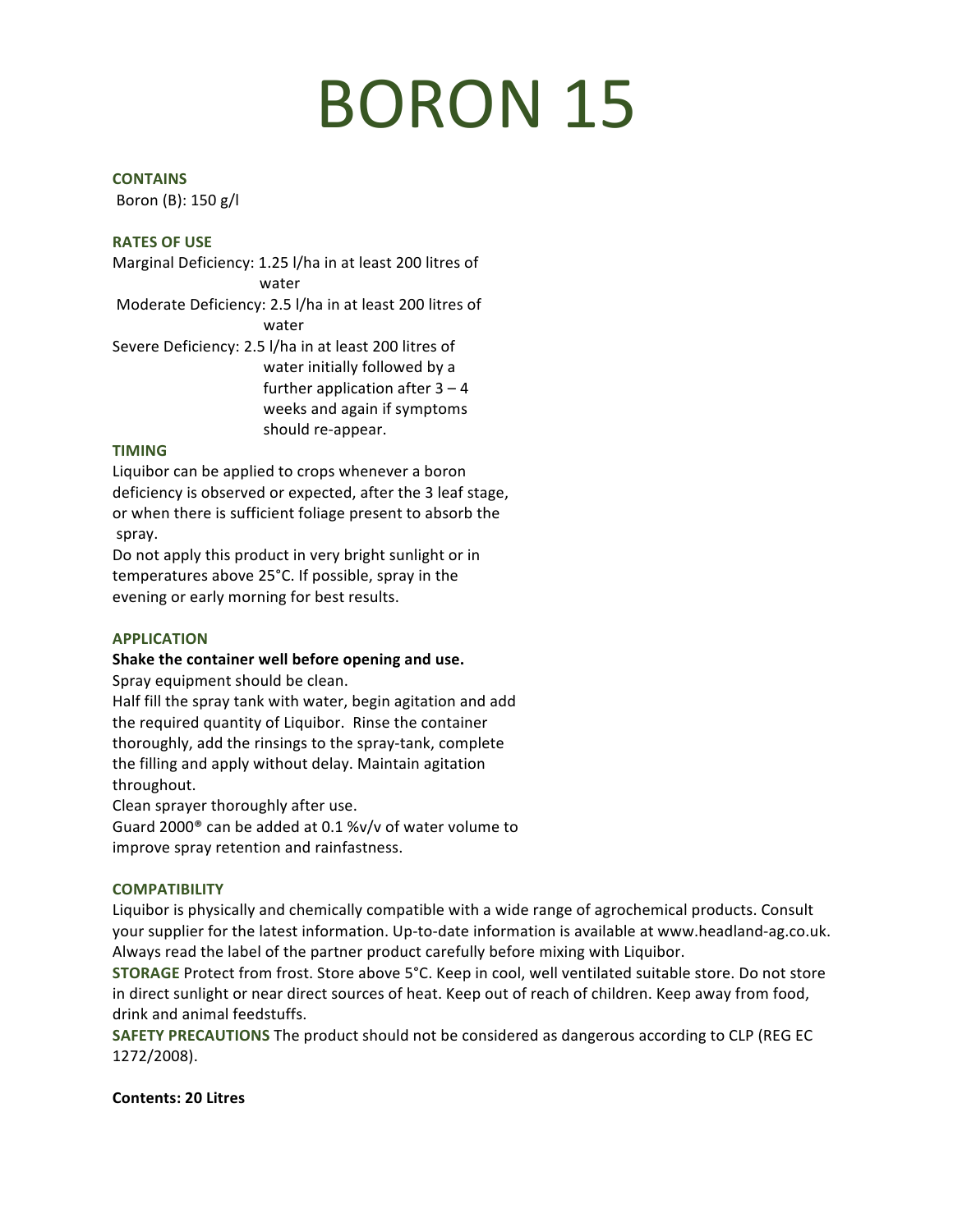# BORON 15

### CONTAINS

Boron (B): 150 g/l

### RATES OF USE

Marginal Deficiency: 1.25 l/ha in at least 200 litres of water

Moderate Deficiency: 2.5 l/ha in at least 200 litres of water

Severe Deficiency: 2.5 l/ha in at least 200 litres of water initially followed by a further application after 3 – 4 weeks and again if symptoms should re-appear.

### TIMING

Liquibor can be applied to crops whenever a boron deficiency is observed or expected, after the 3 leaf stage, or when there is sufficient foliage present to absorb the spray.

Do not apply this product in very bright sunlight or in temperatures above 25°C. If possible, spray in the evening or early morning for best results.

### APPLICATION

**Shake the container well before opening and use.**

Spray equipment should be clean.

Half fill the spray tank with water, begin agitation and add the required quantity of Liquibor. Rinse the container thoroughly, add the rinsings to the spray-tank, complete the filling and apply without delay. Maintain agitation throughout.

Clean sprayer thoroughly after use.

Guard 2000® can be added at 0.1 %v/v of water volume to improve spray retention and rainfastness.

### COMPATIBILITY

Liquibor is physically and chemically compatible with a wide range of agrochemical products. Consult your supplier for the latest information. Up-to-date information is available at www.headland-ag.co.uk. Always read the label of the partner product carefully before mixing with Liquibor.

**STORAGE** Protect from frost. Store above 5°C. Keep in cool, well ventilated suitable store. Do not store in direct sunlight or near direct sources of heat. Keep out of reach of children. Keep away from food, drink and animal feedstuffs.

**SAFETY PRECAUTIONS** The product should not be considered as dangerous according to CLP (REG EC 1272/2008).

**Contents: 20 Litres**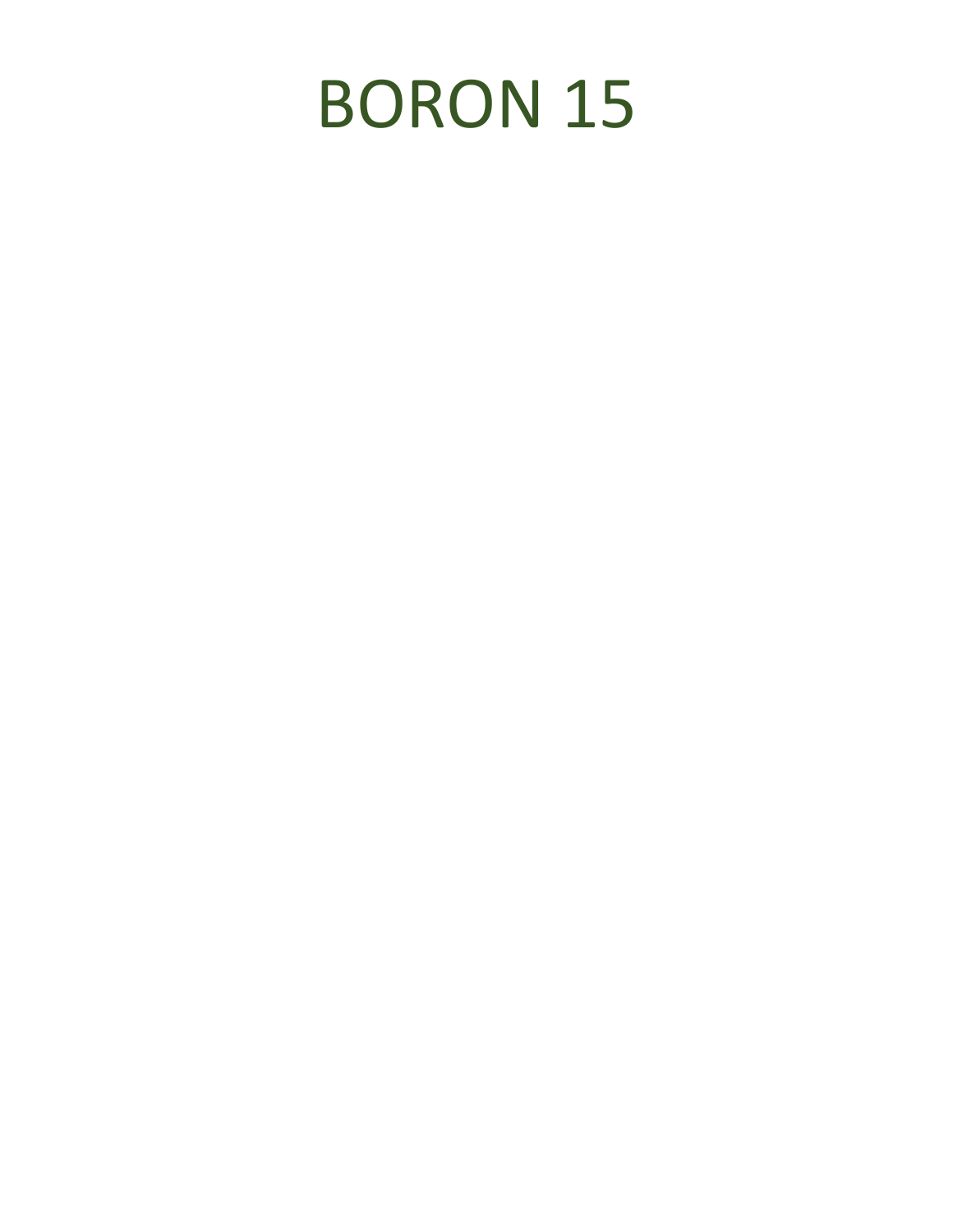# BORON 15